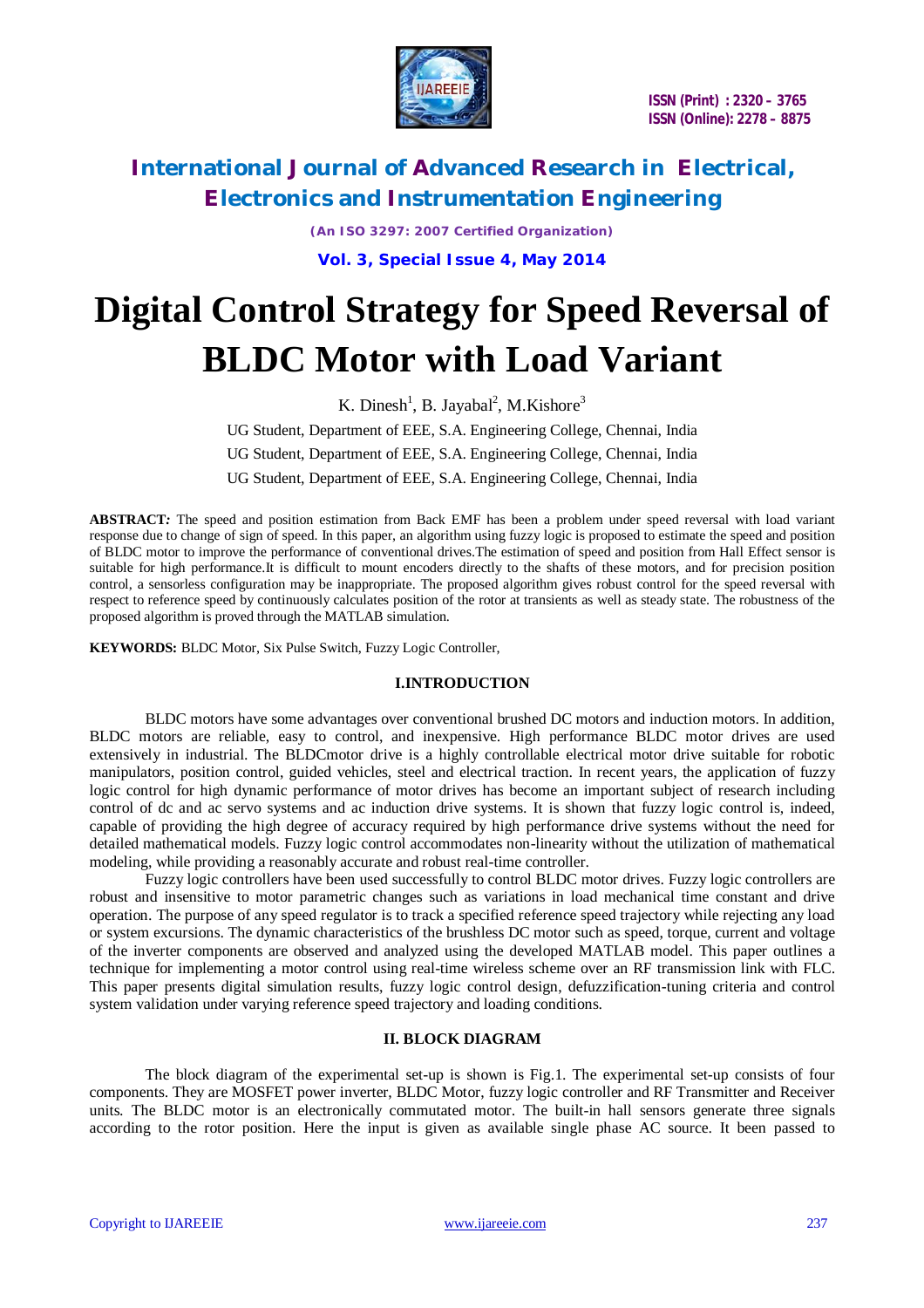# Digital Control Strategy for Speed Reversal of BLDC Motor with Load Variant

K. Dinesh[1], B. Jayabal[2], M.Kishore[3]

UG Student, Department of EEE, S.A. Engineering College, Chennai, India

UG Student, Department of EEE, S.A. Engineering College, Chennai, India

UG Student, Department of EEE, S.A. Engineering College, Chennai, India

**ABSTRACT***:* The speed and position estimation from Back EMF has been a problem under speed reversal with load variant response due to change of sign of speed. In this paper, an algorithm using fuzzy logic is proposed to estimate the speed and position of BLDC motor to improve the performance of conventional drives.The estimation of speed and position from Hall Effect sensor is suitable for high performance.It is difficult to mount encoders directly to the shafts of these motors, and for precision position control, a sensorless configuration may be inappropriate. The proposed algorithm gives robust control for the speed reversal with respect to reference speed by continuously calculates position of the rotor at transients as well as steady state. The robustness of the proposed algorithm is proved through the MATLAB simulation.

**KEYWORDS:** BLDC Motor, Six Pulse Switch, Fuzzy Logic Controller,

## I.INTRODUCTION

BLDC motors have some advantages over conventional brushed DC motors and induction motors. In addition, BLDC motors are reliable, easy to control, and inexpensive. High performance BLDC motor drives are used extensively in industrial. The BLDCmotor drive is a highly controllable electrical motor drive suitable for robotic manipulators, position control, guided vehicles, steel and electrical traction. In recent years, the application of fuzzy logic control for high dynamic performance of motor drives has become an important subject of research including control of dc and ac servo systems and ac induction drive systems. It is shown that fuzzy logic control is, indeed, capable of providing the high degree of accuracy required by high performance drive systems without the need for detailed mathematical models. Fuzzy logic control accommodates non-linearity without the utilization of mathematical modeling, while providing a reasonably accurate and robust real-time controller.

Fuzzy logic controllers have been used successfully to control BLDC motor drives. Fuzzy logic controllers are robust and insensitive to motor parametric changes such as variations in load mechanical time constant and drive operation. The purpose of any speed regulator is to track a specified reference speed trajectory while rejecting any load or system excursions. The dynamic characteristics of the brushless DC motor such as speed, torque, current and voltage of the inverter components are observed and analyzed using the developed MATLAB model. This paper outlines a technique for implementing a motor control using real-time wireless scheme over an RF transmission link with FLC. This paper presents digital simulation results, fuzzy logic control design, defuzzification-tuning criteria and control system validation under varying reference speed trajectory and loading conditions.

## II. BLOCK DIAGRAM

The block diagram of the experimental set-up is shown is Fig.1. The experimental set-up consists of four components. They are MOSFET power inverter, BLDC Motor, fuzzy logic controller and RF Transmitter and Receiver units. The BLDC motor is an electronically commutated motor. The built-in hall sensors generate three signals according to the rotor position. Here the input is given as available single phase AC source. It been passed to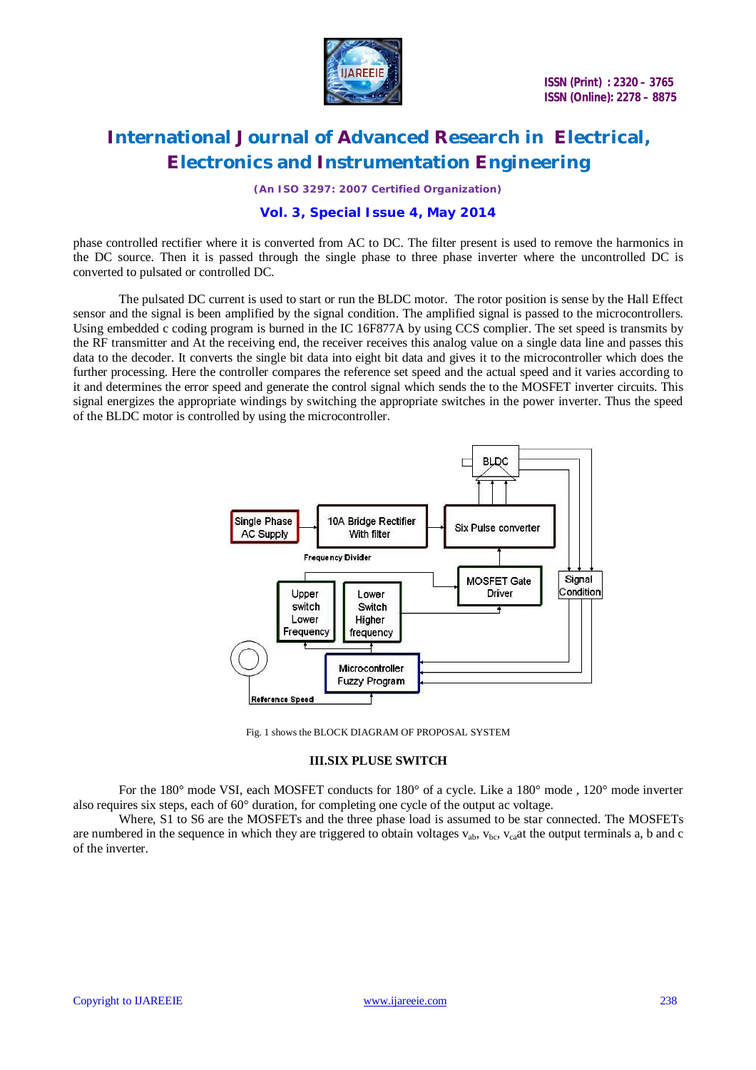phase controlled rectifier where it is converted from AC to DC. The filter present is used to remove the harmonics in the DC source. Then it is passed through the single phase to three phase inverter where the uncontrolled DC is converted to pulsated or controlled DC.

The pulsated DC current is used to start or run the BLDC motor. The rotor position is sense by the Hall Effect sensor and the signal is been amplified by the signal condition. The amplified signal is passed to the microcontrollers. Using embedded c coding program is burned in the IC 16F877A by using CCS complier. The set speed is transmits by the RF transmitter and At the receiving end, the receiver receives this analog value on a single data line and passes this data to the decoder. It converts the single bit data into eight bit data and gives it to the microcontroller which does the further processing. Here the controller compares the reference set speed and the actual speed and it varies according to it and determines the error speed and generate the control signal which sends the to the MOSFET inverter circuits. This signal energizes the appropriate windings by switching the appropriate switches in the power inverter. Thus the speed of the BLDC motor is controlled by using the microcontroller.

Single Phase AC Supply → 10A Bridge Rectifier With filter → Six Pulse converter → BLDC

Frequency Divider

Upper switch Lower Frequency | Lower Switch Higher frequency | MOSFET Gate Driver | Signal Condition

Microcontroller Fuzzy Program

Reference Speed

Fig. 1 shows the BLOCK DIAGRAM OF PROPOSAL SYSTEM

## III.SIX PLUSE SWITCH

For the 180° mode VSI, each MOSFET conducts for 180° of a cycle. Like a 180° mode , 120° mode inverter also requires six steps, each of 60° duration, for completing one cycle of the output ac voltage.

Where, S1 to S6 are the MOSFETs and the three phase load is assumed to be star connected. The MOSFETs are numbered in the sequence in which they are triggered to obtain voltages $v_{ab}$, $v_{bc}$, $v_{ca}$at the output terminals a, b and c of the inverter.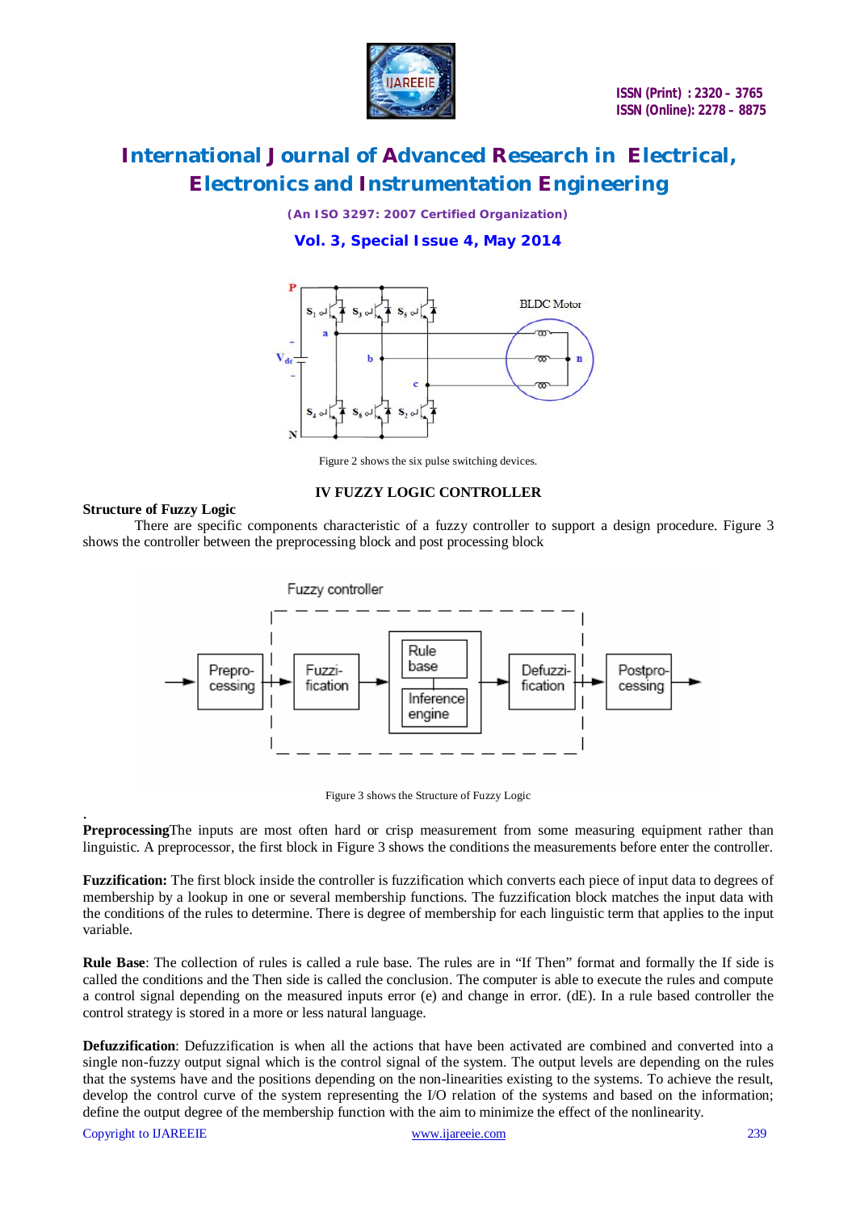Figure 2 shows the six pulse switching devices.

## IV FUZZY LOGIC CONTROLLER

**Structure of Fuzzy Logic**

There are specific components characteristic of a fuzzy controller to support a design procedure. Figure 3 shows the controller between the preprocessing block and post processing block

Figure 3 shows the Structure of Fuzzy Logic

.

**Preprocessing**The inputs are most often hard or crisp measurement from some measuring equipment rather than linguistic. A preprocessor, the first block in Figure 3 shows the conditions the measurements before enter the controller.

**Fuzzification:** The first block inside the controller is fuzzification which converts each piece of input data to degrees of membership by a lookup in one or several membership functions. The fuzzification block matches the input data with the conditions of the rules to determine. There is degree of membership for each linguistic term that applies to the input variable.

**Rule Base**: The collection of rules is called a rule base. The rules are in "If Then" format and formally the If side is called the conditions and the Then side is called the conclusion. The computer is able to execute the rules and compute a control signal depending on the measured inputs error (e) and change in error. (dE). In a rule based controller the control strategy is stored in a more or less natural language.

**Defuzzification**: Defuzzification is when all the actions that have been activated are combined and converted into a single non-fuzzy output signal which is the control signal of the system. The output levels are depending on the rules that the systems have and the positions depending on the non-linearities existing to the systems. To achieve the result, develop the control curve of the system representing the I/O relation of the systems and based on the information; define the output degree of the membership function with the aim to minimize the effect of the nonlinearity.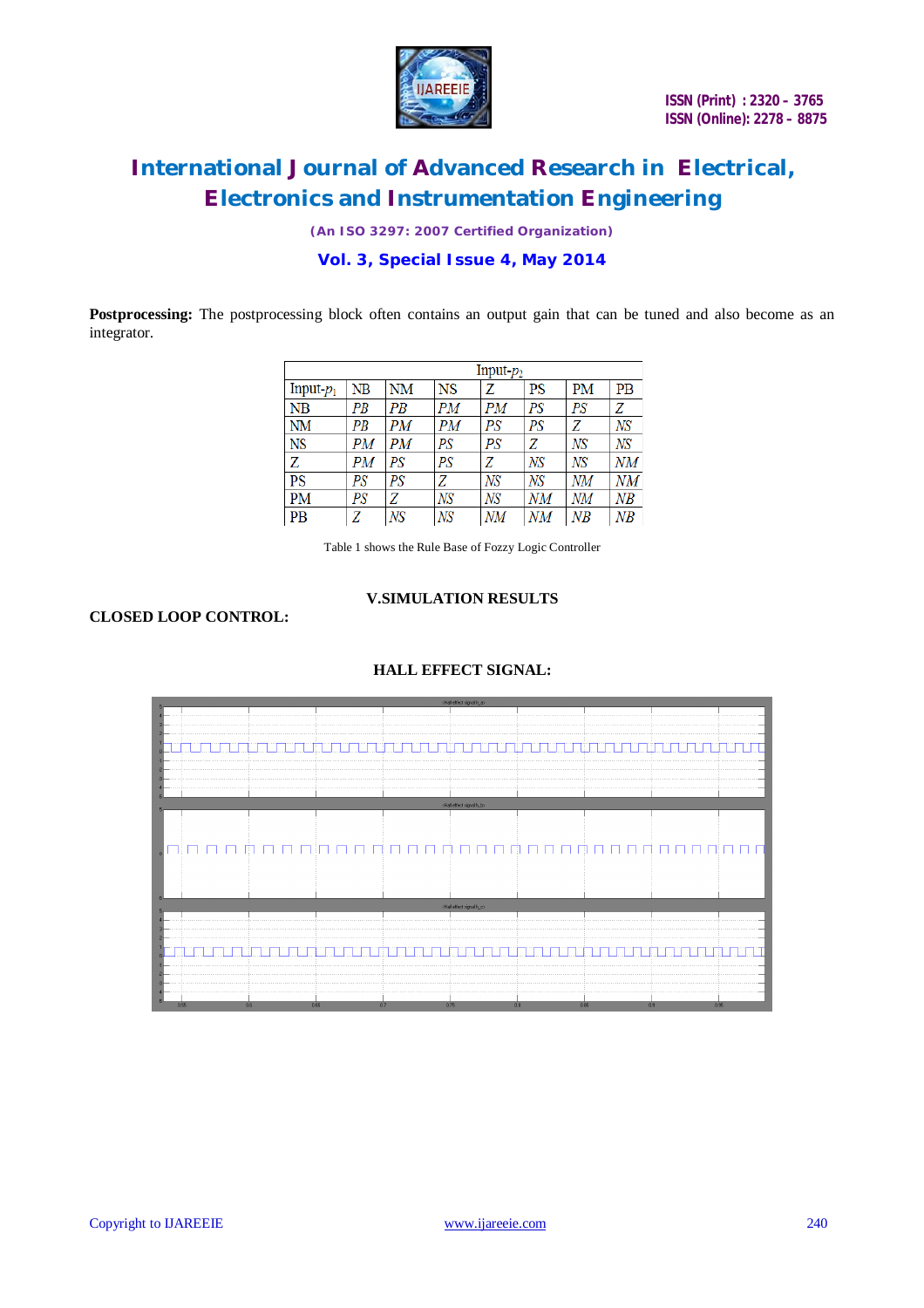**Postprocessing:** The postprocessing block often contains an output gain that can be tuned and also become as an integrator.

| | Input-$p_2$ | | | | | | |
|---|---|---|---|---|---|---|---|
| Input-$p_1$ | NB | NM | NS | Z | PS | PM | PB |
| NB | *PB* | *PB* | *PM* | *PM* | *PS* | *PS* | *Z* |
| NM | *PB* | *PM* | *PM* | *PS* | *PS* | *Z* | *NS* |
| NS | *PM* | *PM* | *PS* | *PS* | *Z* | *NS* | *NS* |
| Z | *PM* | *PS* | *PS* | *Z* | *NS* | *NS* | *NM* |
| PS | *PS* | *PS* | *Z* | *NS* | *NS* | *NM* | *NM* |
| PM | *PS* | *Z* | *NS* | *NS* | *NM* | *NM* | *NB* |
| PB | *Z* | *NS* | *NS* | *NM* | *NM* | *NB* | *NB* |

Table 1 shows the Rule Base of Fozzy Logic Controller

## V.SIMULATION RESULTS

**CLOSED LOOP CONTROL:**

**HALL EFFECT SIGNAL:**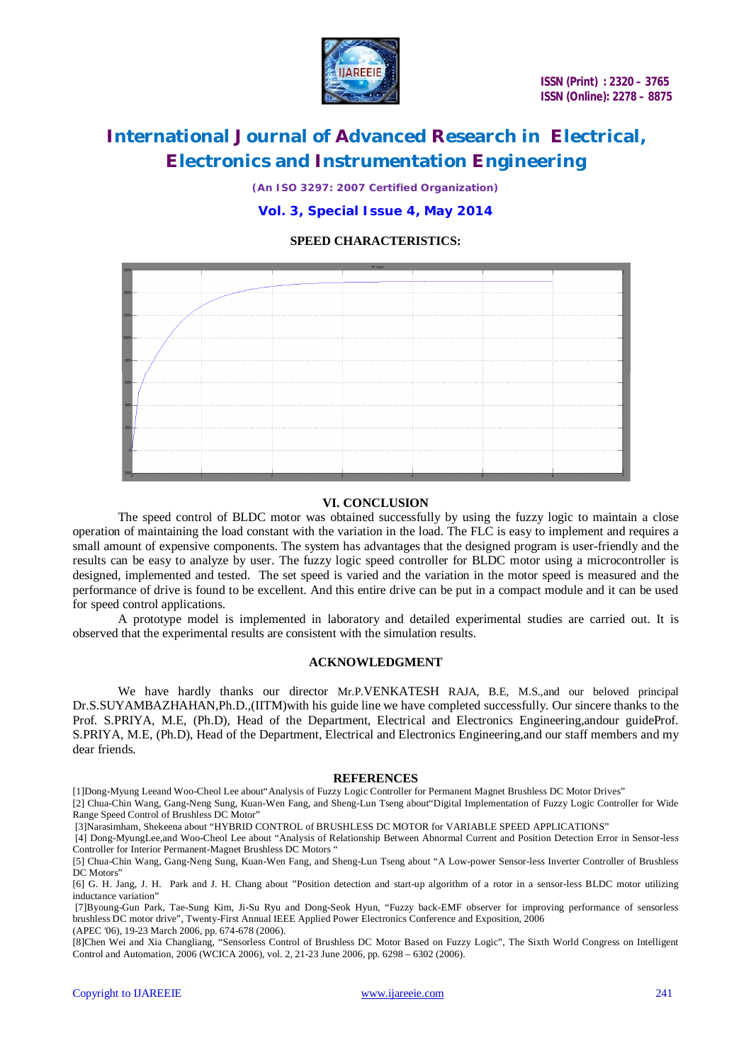**SPEED CHARACTERISTICS:**

## VI. CONCLUSION

The speed control of BLDC motor was obtained successfully by using the fuzzy logic to maintain a close operation of maintaining the load constant with the variation in the load. The FLC is easy to implement and requires a small amount of expensive components. The system has advantages that the designed program is user-friendly and the results can be easy to analyze by user. The fuzzy logic speed controller for BLDC motor using a microcontroller is designed, implemented and tested. The set speed is varied and the variation in the motor speed is measured and the performance of drive is found to be excellent. And this entire drive can be put in a compact module and it can be used for speed control applications.

A prototype model is implemented in laboratory and detailed experimental studies are carried out. It is observed that the experimental results are consistent with the simulation results.

## ACKNOWLEDGMENT

We have hardly thanks our director Mr.P.VENKATESH RAJA, B.E, M.S.,and our beloved principal Dr.S.SUYAMBAZHAHAN,Ph.D.,(IITM)with his guide line we have completed successfully. Our sincere thanks to the Prof. S.PRIYA, M.E, (Ph.D), Head of the Department, Electrical and Electronics Engineering,andour guideProf. S.PRIYA, M.E, (Ph.D), Head of the Department, Electrical and Electronics Engineering,and our staff members and my dear friends.

## REFERENCES

[1]Dong-Myung Leeand Woo-Cheol Lee about"Analysis of Fuzzy Logic Controller for Permanent Magnet Brushless DC Motor Drives"

[2] Chua-Chin Wang, Gang-Neng Sung, Kuan-Wen Fang, and Sheng-Lun Tseng about"Digital Implementation of Fuzzy Logic Controller for Wide Range Speed Control of Brushless DC Motor"

[3]Narasimham, Shekeena about "HYBRID CONTROL of BRUSHLESS DC MOTOR for VARIABLE SPEED APPLICATIONS"

[4] Dong-MyungLee,and Woo-Cheol Lee about "Analysis of Relationship Between Abnormal Current and Position Detection Error in Sensor-less Controller for Interior Permanent-Magnet Brushless DC Motors "

[5] Chua-Chin Wang, Gang-Neng Sung, Kuan-Wen Fang, and Sheng-Lun Tseng about "A Low-power Sensor-less Inverter Controller of Brushless DC Motors"

[6] G. H. Jang, J. H. Park and J. H. Chang about "Position detection and start-up algorithm of a rotor in a sensor-less BLDC motor utilizing inductance variation"

[7]Byoung-Gun Park, Tae-Sung Kim, Ji-Su Ryu and Dong-Seok Hyun, "Fuzzy back-EMF observer for improving performance of sensorless brushless DC motor drive", Twenty-First Annual IEEE Applied Power Electronics Conference and Exposition, 2006 (APEC '06), 19-23 March 2006, pp. 674-678 (2006).

[8]Chen Wei and Xia Changliang, "Sensorless Control of Brushless DC Motor Based on Fuzzy Logic", The Sixth World Congress on Intelligent Control and Automation, 2006 (WCICA 2006), vol. 2, 21-23 June 2006, pp. 6298 – 6302 (2006).